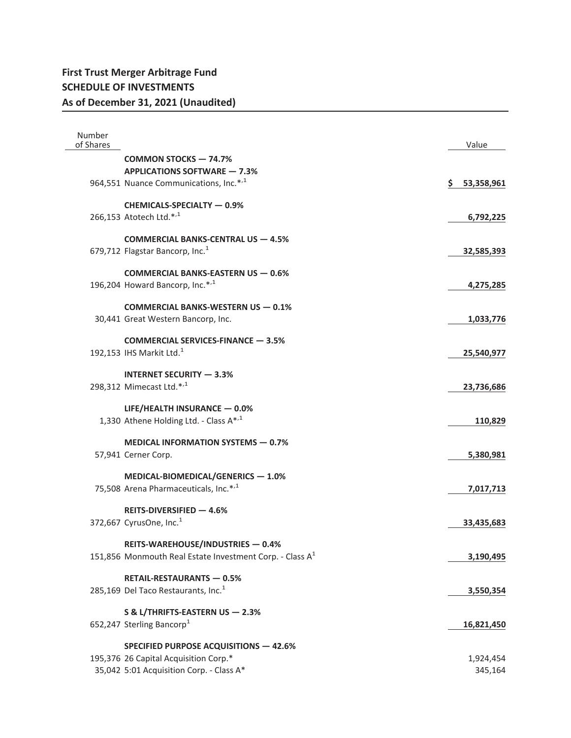# First Trust Merger Arbitrage Fund
## SCHEDULE OF INVESTMENTS
## As of December 31, 2021 (Unaudited)

| Number of Shares | | Value |
|---|---|---|
| | **COMMON STOCKS — 74.7%** | |
| | **APPLICATIONS SOFTWARE — 7.3%** | |
| 964,551 | Nuance Communications, Inc.*,[1] | **$ 53,358,961** |
| | **CHEMICALS-SPECIALTY — 0.9%** | |
| 266,153 | Atotech Ltd.*,[1] | **6,792,225** |
| | **COMMERCIAL BANKS-CENTRAL US — 4.5%** | |
| 679,712 | Flagstar Bancorp, Inc.[1] | **32,585,393** |
| | **COMMERCIAL BANKS-EASTERN US — 0.6%** | |
| 196,204 | Howard Bancorp, Inc.*,[1] | **4,275,285** |
| | **COMMERCIAL BANKS-WESTERN US — 0.1%** | |
| 30,441 | Great Western Bancorp, Inc. | **1,033,776** |
| | **COMMERCIAL SERVICES-FINANCE — 3.5%** | |
| 192,153 | IHS Markit Ltd.[1] | **25,540,977** |
| | **INTERNET SECURITY — 3.3%** | |
| 298,312 | Mimecast Ltd.*,[1] | **23,736,686** |
| | **LIFE/HEALTH INSURANCE — 0.0%** | |
| 1,330 | Athene Holding Ltd. - Class A*,[1] | **110,829** |
| | **MEDICAL INFORMATION SYSTEMS — 0.7%** | |
| 57,941 | Cerner Corp. | **5,380,981** |
| | **MEDICAL-BIOMEDICAL/GENERICS — 1.0%** | |
| 75,508 | Arena Pharmaceuticals, Inc.*,[1] | **7,017,713** |
| | **REITS-DIVERSIFIED — 4.6%** | |
| 372,667 | CyrusOne, Inc.[1] | **33,435,683** |
| | **REITS-WAREHOUSE/INDUSTRIES — 0.4%** | |
| 151,856 | Monmouth Real Estate Investment Corp. - Class A[1] | **3,190,495** |
| | **RETAIL-RESTAURANTS — 0.5%** | |
| 285,169 | Del Taco Restaurants, Inc.[1] | **3,550,354** |
| | **S & L/THRIFTS-EASTERN US — 2.3%** | |
| 652,247 | Sterling Bancorp[1] | **16,821,450** |
| | **SPECIFIED PURPOSE ACQUISITIONS — 42.6%** | |
| 195,376 | 26 Capital Acquisition Corp.* | 1,924,454 |
| 35,042 | 5:01 Acquisition Corp. - Class A* | 345,164 |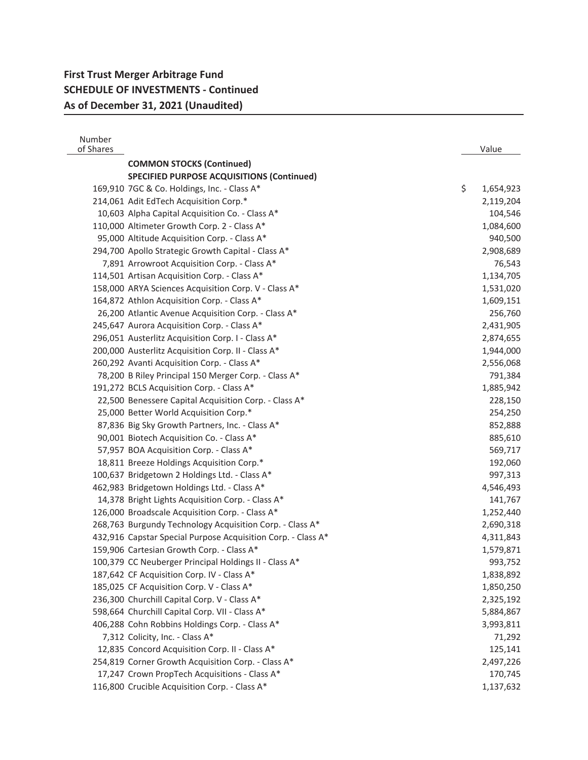# First Trust Merger Arbitrage Fund
## SCHEDULE OF INVESTMENTS - Continued
### As of December 31, 2021 (Unaudited)

| Number of Shares | | Value |
|---|---|---|
| | **COMMON STOCKS (Continued)** | |
| | **SPECIFIED PURPOSE ACQUISITIONS (Continued)** | |
| 169,910 | 7GC & Co. Holdings, Inc. - Class A* | $ 1,654,923 |
| 214,061 | Adit EdTech Acquisition Corp.* | 2,119,204 |
| 10,603 | Alpha Capital Acquisition Co. - Class A* | 104,546 |
| 110,000 | Altimeter Growth Corp. 2 - Class A* | 1,084,600 |
| 95,000 | Altitude Acquisition Corp. - Class A* | 940,500 |
| 294,700 | Apollo Strategic Growth Capital - Class A* | 2,908,689 |
| 7,891 | Arrowroot Acquisition Corp. - Class A* | 76,543 |
| 114,501 | Artisan Acquisition Corp. - Class A* | 1,134,705 |
| 158,000 | ARYA Sciences Acquisition Corp. V - Class A* | 1,531,020 |
| 164,872 | Athlon Acquisition Corp. - Class A* | 1,609,151 |
| 26,200 | Atlantic Avenue Acquisition Corp. - Class A* | 256,760 |
| 245,647 | Aurora Acquisition Corp. - Class A* | 2,431,905 |
| 296,051 | Austerlitz Acquisition Corp. I - Class A* | 2,874,655 |
| 200,000 | Austerlitz Acquisition Corp. II - Class A* | 1,944,000 |
| 260,292 | Avanti Acquisition Corp. - Class A* | 2,556,068 |
| 78,200 | B Riley Principal 150 Merger Corp. - Class A* | 791,384 |
| 191,272 | BCLS Acquisition Corp. - Class A* | 1,885,942 |
| 22,500 | Benessere Capital Acquisition Corp. - Class A* | 228,150 |
| 25,000 | Better World Acquisition Corp.* | 254,250 |
| 87,836 | Big Sky Growth Partners, Inc. - Class A* | 852,888 |
| 90,001 | Biotech Acquisition Co. - Class A* | 885,610 |
| 57,957 | BOA Acquisition Corp. - Class A* | 569,717 |
| 18,811 | Breeze Holdings Acquisition Corp.* | 192,060 |
| 100,637 | Bridgetown 2 Holdings Ltd. - Class A* | 997,313 |
| 462,983 | Bridgetown Holdings Ltd. - Class A* | 4,546,493 |
| 14,378 | Bright Lights Acquisition Corp. - Class A* | 141,767 |
| 126,000 | Broadscale Acquisition Corp. - Class A* | 1,252,440 |
| 268,763 | Burgundy Technology Acquisition Corp. - Class A* | 2,690,318 |
| 432,916 | Capstar Special Purpose Acquisition Corp. - Class A* | 4,311,843 |
| 159,906 | Cartesian Growth Corp. - Class A* | 1,579,871 |
| 100,379 | CC Neuberger Principal Holdings II - Class A* | 993,752 |
| 187,642 | CF Acquisition Corp. IV - Class A* | 1,838,892 |
| 185,025 | CF Acquisition Corp. V - Class A* | 1,850,250 |
| 236,300 | Churchill Capital Corp. V - Class A* | 2,325,192 |
| 598,664 | Churchill Capital Corp. VII - Class A* | 5,884,867 |
| 406,288 | Cohn Robbins Holdings Corp. - Class A* | 3,993,811 |
| 7,312 | Colicity, Inc. - Class A* | 71,292 |
| 12,835 | Concord Acquisition Corp. II - Class A* | 125,141 |
| 254,819 | Corner Growth Acquisition Corp. - Class A* | 2,497,226 |
| 17,247 | Crown PropTech Acquisitions - Class A* | 170,745 |
| 116,800 | Crucible Acquisition Corp. - Class A* | 1,137,632 |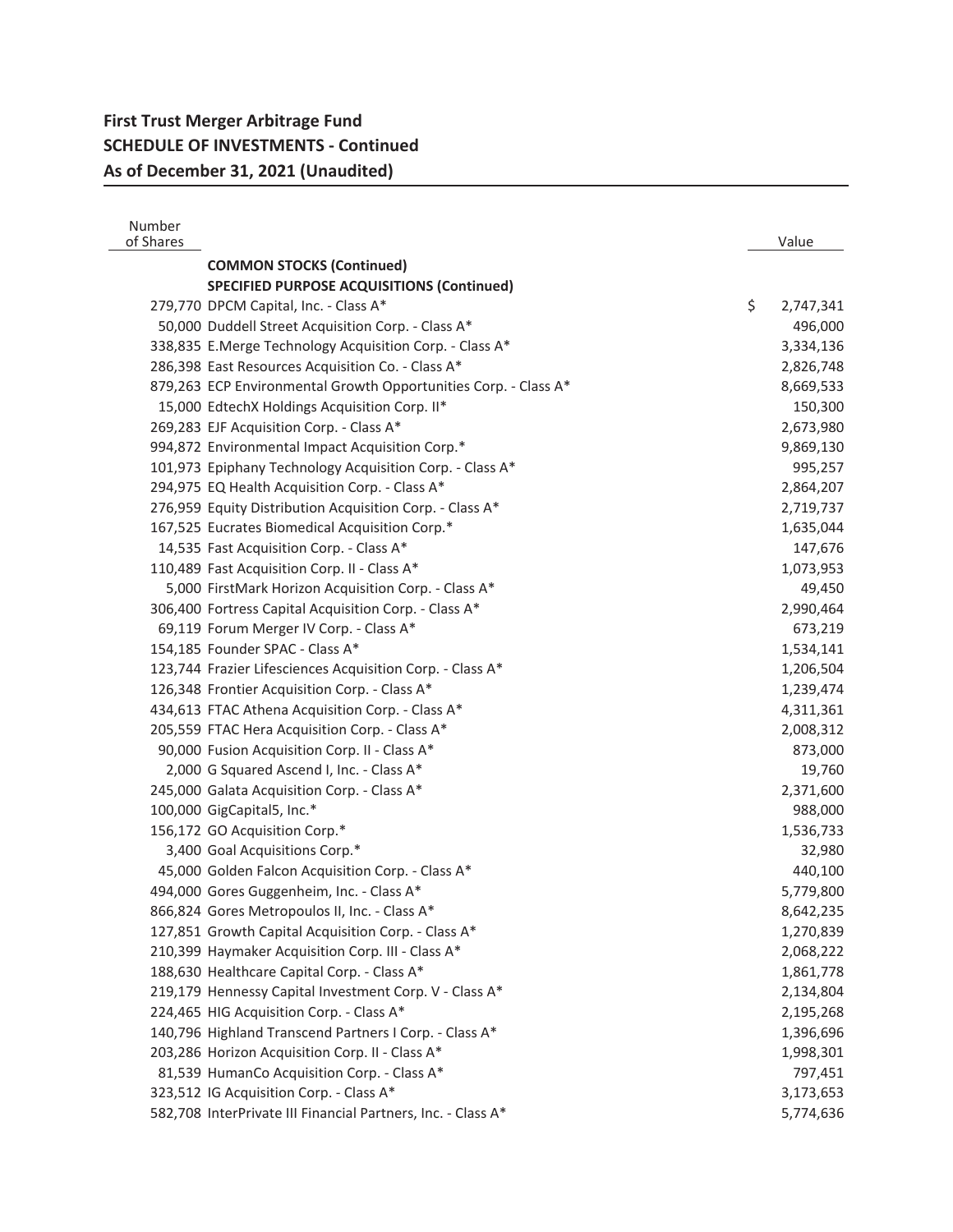## First Trust Merger Arbitrage Fund
## SCHEDULE OF INVESTMENTS - Continued
## As of December 31, 2021 (Unaudited)

| Number of Shares | | Value |
|---|---|---|
| | **COMMON STOCKS (Continued)** | |
| | **SPECIFIED PURPOSE ACQUISITIONS (Continued)** | |
| 279,770 | DPCM Capital, Inc. - Class A* | $ 2,747,341 |
| 50,000 | Duddell Street Acquisition Corp. - Class A* | 496,000 |
| 338,835 | E.Merge Technology Acquisition Corp. - Class A* | 3,334,136 |
| 286,398 | East Resources Acquisition Co. - Class A* | 2,826,748 |
| 879,263 | ECP Environmental Growth Opportunities Corp. - Class A* | 8,669,533 |
| 15,000 | EdtechX Holdings Acquisition Corp. II* | 150,300 |
| 269,283 | EJF Acquisition Corp. - Class A* | 2,673,980 |
| 994,872 | Environmental Impact Acquisition Corp.* | 9,869,130 |
| 101,973 | Epiphany Technology Acquisition Corp. - Class A* | 995,257 |
| 294,975 | EQ Health Acquisition Corp. - Class A* | 2,864,207 |
| 276,959 | Equity Distribution Acquisition Corp. - Class A* | 2,719,737 |
| 167,525 | Eucrates Biomedical Acquisition Corp.* | 1,635,044 |
| 14,535 | Fast Acquisition Corp. - Class A* | 147,676 |
| 110,489 | Fast Acquisition Corp. II - Class A* | 1,073,953 |
| 5,000 | FirstMark Horizon Acquisition Corp. - Class A* | 49,450 |
| 306,400 | Fortress Capital Acquisition Corp. - Class A* | 2,990,464 |
| 69,119 | Forum Merger IV Corp. - Class A* | 673,219 |
| 154,185 | Founder SPAC - Class A* | 1,534,141 |
| 123,744 | Frazier Lifesciences Acquisition Corp. - Class A* | 1,206,504 |
| 126,348 | Frontier Acquisition Corp. - Class A* | 1,239,474 |
| 434,613 | FTAC Athena Acquisition Corp. - Class A* | 4,311,361 |
| 205,559 | FTAC Hera Acquisition Corp. - Class A* | 2,008,312 |
| 90,000 | Fusion Acquisition Corp. II - Class A* | 873,000 |
| 2,000 | G Squared Ascend I, Inc. - Class A* | 19,760 |
| 245,000 | Galata Acquisition Corp. - Class A* | 2,371,600 |
| 100,000 | GigCapital5, Inc.* | 988,000 |
| 156,172 | GO Acquisition Corp.* | 1,536,733 |
| 3,400 | Goal Acquisitions Corp.* | 32,980 |
| 45,000 | Golden Falcon Acquisition Corp. - Class A* | 440,100 |
| 494,000 | Gores Guggenheim, Inc. - Class A* | 5,779,800 |
| 866,824 | Gores Metropoulos II, Inc. - Class A* | 8,642,235 |
| 127,851 | Growth Capital Acquisition Corp. - Class A* | 1,270,839 |
| 210,399 | Haymaker Acquisition Corp. III - Class A* | 2,068,222 |
| 188,630 | Healthcare Capital Corp. - Class A* | 1,861,778 |
| 219,179 | Hennessy Capital Investment Corp. V - Class A* | 2,134,804 |
| 224,465 | HIG Acquisition Corp. - Class A* | 2,195,268 |
| 140,796 | Highland Transcend Partners I Corp. - Class A* | 1,396,696 |
| 203,286 | Horizon Acquisition Corp. II - Class A* | 1,998,301 |
| 81,539 | HumanCo Acquisition Corp. - Class A* | 797,451 |
| 323,512 | IG Acquisition Corp. - Class A* | 3,173,653 |
| 582,708 | InterPrivate III Financial Partners, Inc. - Class A* | 5,774,636 |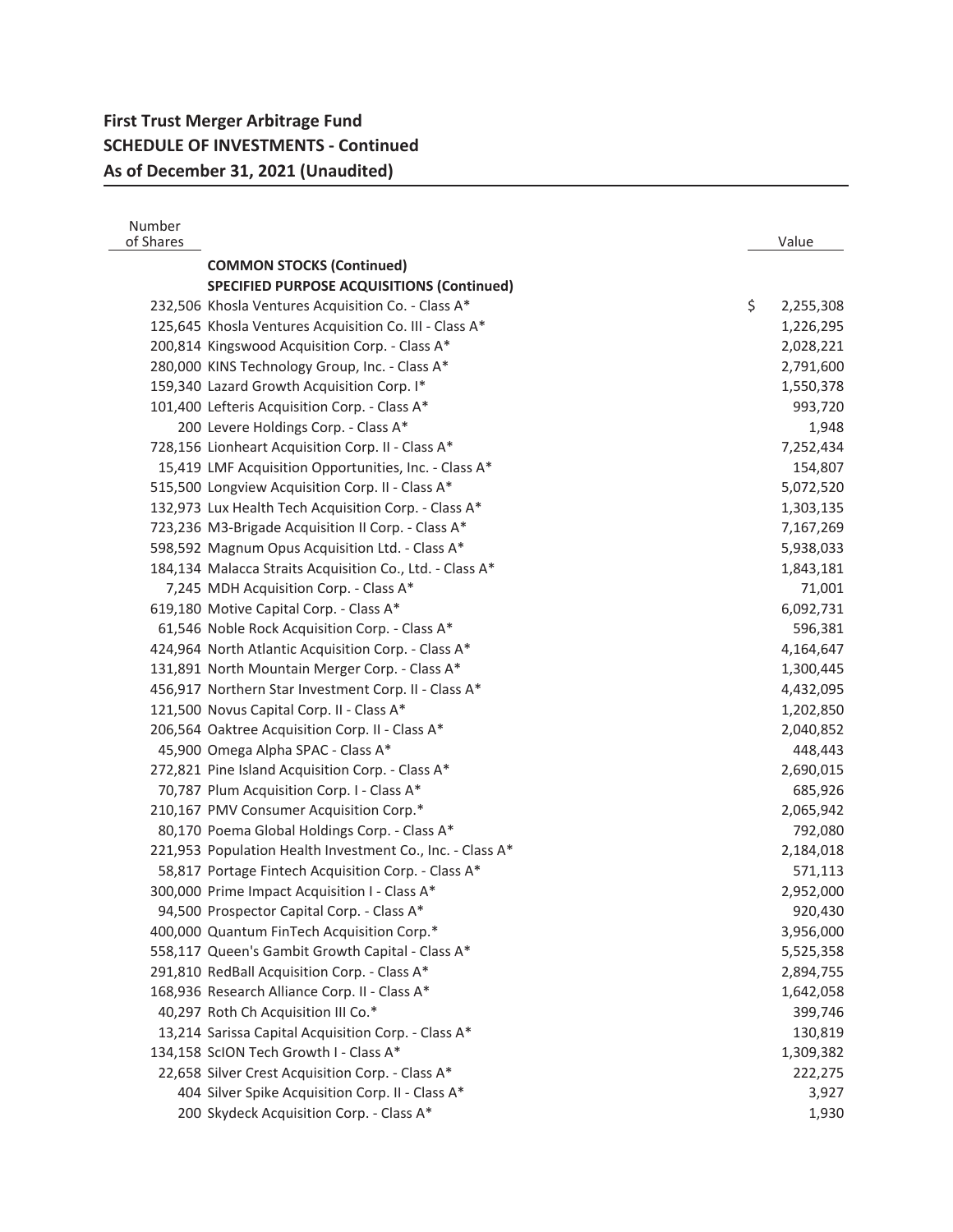# First Trust Merger Arbitrage Fund
## SCHEDULE OF INVESTMENTS - Continued
### As of December 31, 2021 (Unaudited)

| Number of Shares | | Value |
|---|---|---|
| | **COMMON STOCKS (Continued)** | |
| | **SPECIFIED PURPOSE ACQUISITIONS (Continued)** | |
| 232,506 | Khosla Ventures Acquisition Co. - Class A* | $ 2,255,308 |
| 125,645 | Khosla Ventures Acquisition Co. III - Class A* | 1,226,295 |
| 200,814 | Kingswood Acquisition Corp. - Class A* | 2,028,221 |
| 280,000 | KINS Technology Group, Inc. - Class A* | 2,791,600 |
| 159,340 | Lazard Growth Acquisition Corp. I* | 1,550,378 |
| 101,400 | Lefteris Acquisition Corp. - Class A* | 993,720 |
| 200 | Levere Holdings Corp. - Class A* | 1,948 |
| 728,156 | Lionheart Acquisition Corp. II - Class A* | 7,252,434 |
| 15,419 | LMF Acquisition Opportunities, Inc. - Class A* | 154,807 |
| 515,500 | Longview Acquisition Corp. II - Class A* | 5,072,520 |
| 132,973 | Lux Health Tech Acquisition Corp. - Class A* | 1,303,135 |
| 723,236 | M3-Brigade Acquisition II Corp. - Class A* | 7,167,269 |
| 598,592 | Magnum Opus Acquisition Ltd. - Class A* | 5,938,033 |
| 184,134 | Malacca Straits Acquisition Co., Ltd. - Class A* | 1,843,181 |
| 7,245 | MDH Acquisition Corp. - Class A* | 71,001 |
| 619,180 | Motive Capital Corp. - Class A* | 6,092,731 |
| 61,546 | Noble Rock Acquisition Corp. - Class A* | 596,381 |
| 424,964 | North Atlantic Acquisition Corp. - Class A* | 4,164,647 |
| 131,891 | North Mountain Merger Corp. - Class A* | 1,300,445 |
| 456,917 | Northern Star Investment Corp. II - Class A* | 4,432,095 |
| 121,500 | Novus Capital Corp. II - Class A* | 1,202,850 |
| 206,564 | Oaktree Acquisition Corp. II - Class A* | 2,040,852 |
| 45,900 | Omega Alpha SPAC - Class A* | 448,443 |
| 272,821 | Pine Island Acquisition Corp. - Class A* | 2,690,015 |
| 70,787 | Plum Acquisition Corp. I - Class A* | 685,926 |
| 210,167 | PMV Consumer Acquisition Corp.* | 2,065,942 |
| 80,170 | Poema Global Holdings Corp. - Class A* | 792,080 |
| 221,953 | Population Health Investment Co., Inc. - Class A* | 2,184,018 |
| 58,817 | Portage Fintech Acquisition Corp. - Class A* | 571,113 |
| 300,000 | Prime Impact Acquisition I - Class A* | 2,952,000 |
| 94,500 | Prospector Capital Corp. - Class A* | 920,430 |
| 400,000 | Quantum FinTech Acquisition Corp.* | 3,956,000 |
| 558,117 | Queen's Gambit Growth Capital - Class A* | 5,525,358 |
| 291,810 | RedBall Acquisition Corp. - Class A* | 2,894,755 |
| 168,936 | Research Alliance Corp. II - Class A* | 1,642,058 |
| 40,297 | Roth Ch Acquisition III Co.* | 399,746 |
| 13,214 | Sarissa Capital Acquisition Corp. - Class A* | 130,819 |
| 134,158 | ScION Tech Growth I - Class A* | 1,309,382 |
| 22,658 | Silver Crest Acquisition Corp. - Class A* | 222,275 |
| 404 | Silver Spike Acquisition Corp. II - Class A* | 3,927 |
| 200 | Skydeck Acquisition Corp. - Class A* | 1,930 |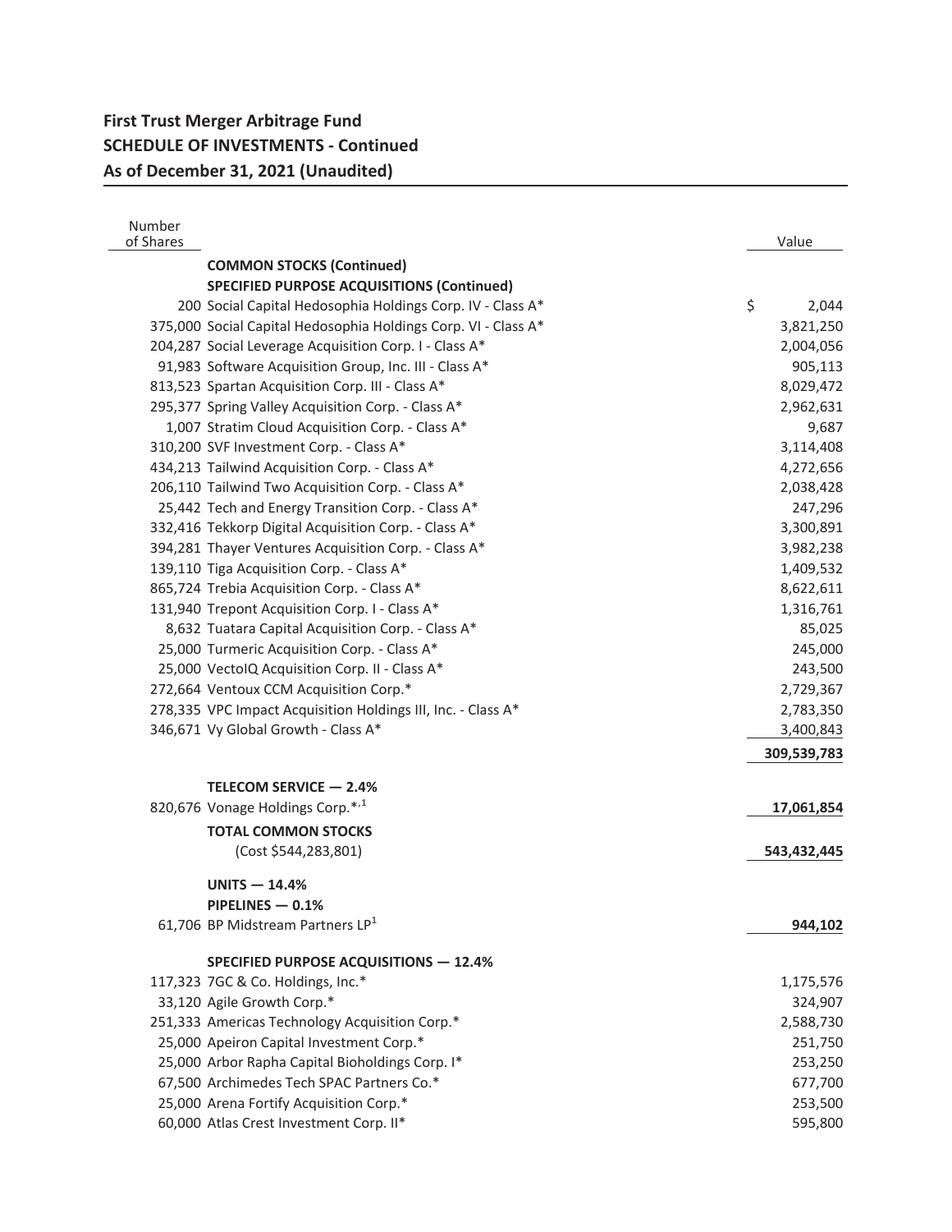## First Trust Merger Arbitrage Fund
## SCHEDULE OF INVESTMENTS - Continued
## As of December 31, 2021 (Unaudited)

| Number of Shares | | Value |
|---|---|---|
| | **COMMON STOCKS (Continued)** | |
| | **SPECIFIED PURPOSE ACQUISITIONS (Continued)** | |
| 200 | Social Capital Hedosophia Holdings Corp. IV - Class A* | $ 2,044 |
| 375,000 | Social Capital Hedosophia Holdings Corp. VI - Class A* | 3,821,250 |
| 204,287 | Social Leverage Acquisition Corp. I - Class A* | 2,004,056 |
| 91,983 | Software Acquisition Group, Inc. III - Class A* | 905,113 |
| 813,523 | Spartan Acquisition Corp. III - Class A* | 8,029,472 |
| 295,377 | Spring Valley Acquisition Corp. - Class A* | 2,962,631 |
| 1,007 | Stratim Cloud Acquisition Corp. - Class A* | 9,687 |
| 310,200 | SVF Investment Corp. - Class A* | 3,114,408 |
| 434,213 | Tailwind Acquisition Corp. - Class A* | 4,272,656 |
| 206,110 | Tailwind Two Acquisition Corp. - Class A* | 2,038,428 |
| 25,442 | Tech and Energy Transition Corp. - Class A* | 247,296 |
| 332,416 | Tekkorp Digital Acquisition Corp. - Class A* | 3,300,891 |
| 394,281 | Thayer Ventures Acquisition Corp. - Class A* | 3,982,238 |
| 139,110 | Tiga Acquisition Corp. - Class A* | 1,409,532 |
| 865,724 | Trebia Acquisition Corp. - Class A* | 8,622,611 |
| 131,940 | Trepont Acquisition Corp. I - Class A* | 1,316,761 |
| 8,632 | Tuatara Capital Acquisition Corp. - Class A* | 85,025 |
| 25,000 | Turmeric Acquisition Corp. - Class A* | 245,000 |
| 25,000 | VectoIQ Acquisition Corp. II - Class A* | 243,500 |
| 272,664 | Ventoux CCM Acquisition Corp.* | 2,729,367 |
| 278,335 | VPC Impact Acquisition Holdings III, Inc. - Class A* | 2,783,350 |
| 346,671 | Vy Global Growth - Class A* | 3,400,843 |
| | | **309,539,783** |
| | **TELECOM SERVICE — 2.4%** | |
| 820,676 | Vonage Holdings Corp.*,[1] | **17,061,854** |
| | **TOTAL COMMON STOCKS** | |
| | (Cost $544,283,801) | **543,432,445** |
| | **UNITS — 14.4%** | |
| | **PIPELINES — 0.1%** | |
| 61,706 | BP Midstream Partners LP[1] | **944,102** |
| | **SPECIFIED PURPOSE ACQUISITIONS — 12.4%** | |
| 117,323 | 7GC & Co. Holdings, Inc.* | 1,175,576 |
| 33,120 | Agile Growth Corp.* | 324,907 |
| 251,333 | Americas Technology Acquisition Corp.* | 2,588,730 |
| 25,000 | Apeiron Capital Investment Corp.* | 251,750 |
| 25,000 | Arbor Rapha Capital Bioholdings Corp. I* | 253,250 |
| 67,500 | Archimedes Tech SPAC Partners Co.* | 677,700 |
| 25,000 | Arena Fortify Acquisition Corp.* | 253,500 |
| 60,000 | Atlas Crest Investment Corp. II* | 595,800 |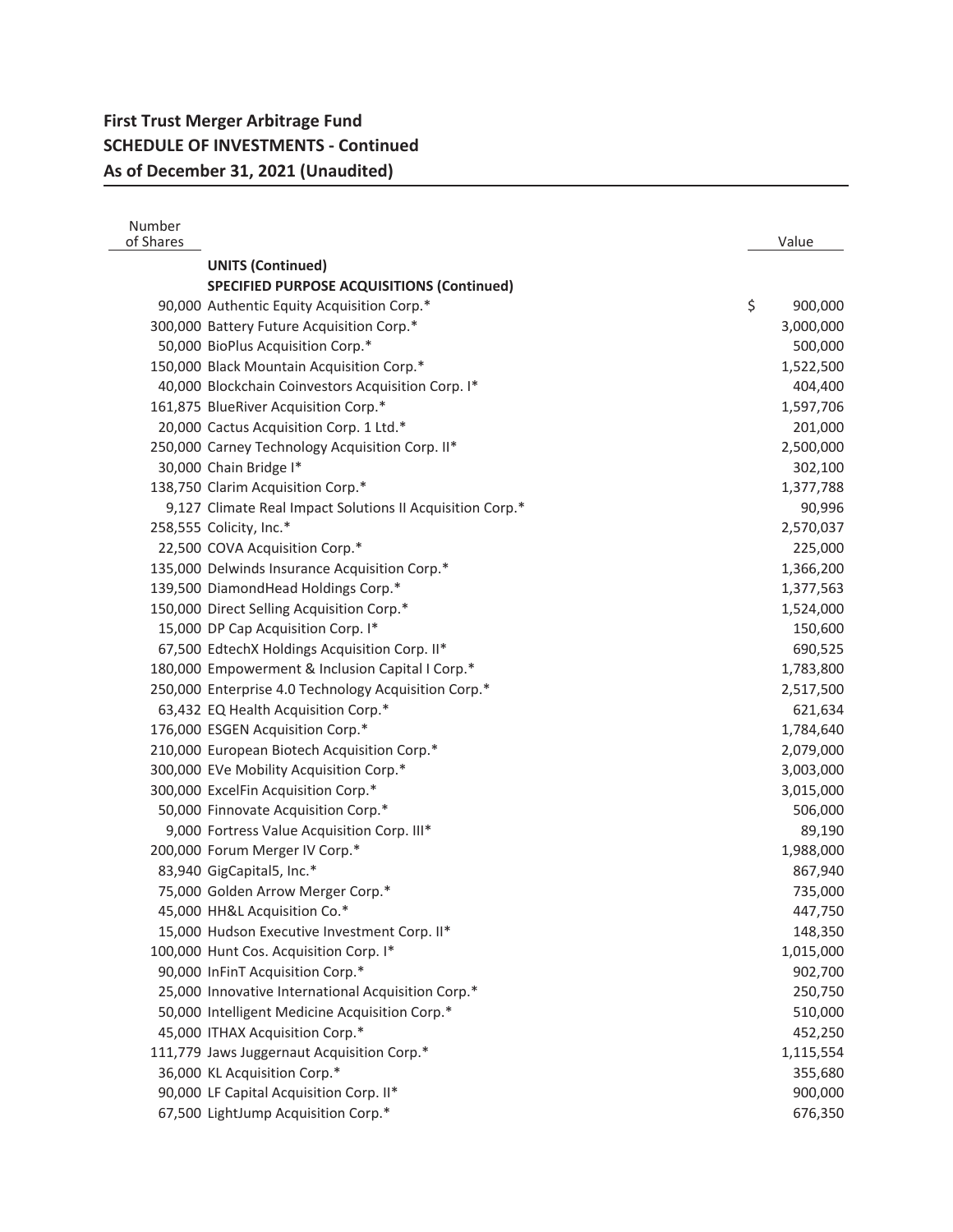## First Trust Merger Arbitrage Fund
## SCHEDULE OF INVESTMENTS - Continued
## As of December 31, 2021 (Unaudited)

| Number of Shares | | Value |
|---|---|---|
| | **UNITS (Continued)** | |
| | **SPECIFIED PURPOSE ACQUISITIONS (Continued)** | |
| 90,000 | Authentic Equity Acquisition Corp.* | $ 900,000 |
| 300,000 | Battery Future Acquisition Corp.* | 3,000,000 |
| 50,000 | BioPlus Acquisition Corp.* | 500,000 |
| 150,000 | Black Mountain Acquisition Corp.* | 1,522,500 |
| 40,000 | Blockchain Coinvestors Acquisition Corp. I* | 404,400 |
| 161,875 | BlueRiver Acquisition Corp.* | 1,597,706 |
| 20,000 | Cactus Acquisition Corp. 1 Ltd.* | 201,000 |
| 250,000 | Carney Technology Acquisition Corp. II* | 2,500,000 |
| 30,000 | Chain Bridge I* | 302,100 |
| 138,750 | Clarim Acquisition Corp.* | 1,377,788 |
| 9,127 | Climate Real Impact Solutions II Acquisition Corp.* | 90,996 |
| 258,555 | Colicity, Inc.* | 2,570,037 |
| 22,500 | COVA Acquisition Corp.* | 225,000 |
| 135,000 | Delwinds Insurance Acquisition Corp.* | 1,366,200 |
| 139,500 | DiamondHead Holdings Corp.* | 1,377,563 |
| 150,000 | Direct Selling Acquisition Corp.* | 1,524,000 |
| 15,000 | DP Cap Acquisition Corp. I* | 150,600 |
| 67,500 | EdtechX Holdings Acquisition Corp. II* | 690,525 |
| 180,000 | Empowerment & Inclusion Capital I Corp.* | 1,783,800 |
| 250,000 | Enterprise 4.0 Technology Acquisition Corp.* | 2,517,500 |
| 63,432 | EQ Health Acquisition Corp.* | 621,634 |
| 176,000 | ESGEN Acquisition Corp.* | 1,784,640 |
| 210,000 | European Biotech Acquisition Corp.* | 2,079,000 |
| 300,000 | EVe Mobility Acquisition Corp.* | 3,003,000 |
| 300,000 | ExcelFin Acquisition Corp.* | 3,015,000 |
| 50,000 | Finnovate Acquisition Corp.* | 506,000 |
| 9,000 | Fortress Value Acquisition Corp. III* | 89,190 |
| 200,000 | Forum Merger IV Corp.* | 1,988,000 |
| 83,940 | GigCapital5, Inc.* | 867,940 |
| 75,000 | Golden Arrow Merger Corp.* | 735,000 |
| 45,000 | HH&L Acquisition Co.* | 447,750 |
| 15,000 | Hudson Executive Investment Corp. II* | 148,350 |
| 100,000 | Hunt Cos. Acquisition Corp. I* | 1,015,000 |
| 90,000 | InFinT Acquisition Corp.* | 902,700 |
| 25,000 | Innovative International Acquisition Corp.* | 250,750 |
| 50,000 | Intelligent Medicine Acquisition Corp.* | 510,000 |
| 45,000 | ITHAX Acquisition Corp.* | 452,250 |
| 111,779 | Jaws Juggernaut Acquisition Corp.* | 1,115,554 |
| 36,000 | KL Acquisition Corp.* | 355,680 |
| 90,000 | LF Capital Acquisition Corp. II* | 900,000 |
| 67,500 | LightJump Acquisition Corp.* | 676,350 |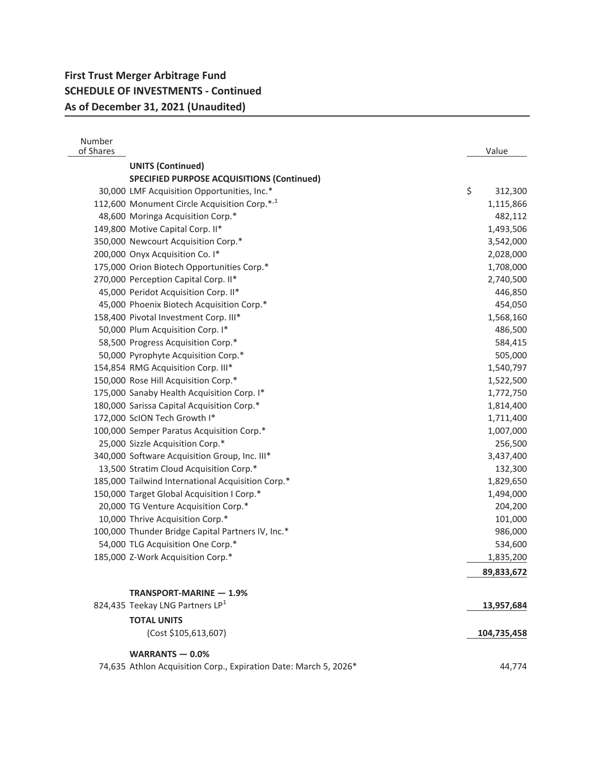## First Trust Merger Arbitrage Fund
## SCHEDULE OF INVESTMENTS - Continued
## As of December 31, 2021 (Unaudited)

| Number of Shares | | Value |
|---|---|---|
| | **UNITS (Continued)** | |
| | **SPECIFIED PURPOSE ACQUISITIONS (Continued)** | |
| 30,000 | LMF Acquisition Opportunities, Inc.* | $ 312,300 |
| 112,600 | Monument Circle Acquisition Corp.*,[1] | 1,115,866 |
| 48,600 | Moringa Acquisition Corp.* | 482,112 |
| 149,800 | Motive Capital Corp. II* | 1,493,506 |
| 350,000 | Newcourt Acquisition Corp.* | 3,542,000 |
| 200,000 | Onyx Acquisition Co. I* | 2,028,000 |
| 175,000 | Orion Biotech Opportunities Corp.* | 1,708,000 |
| 270,000 | Perception Capital Corp. II* | 2,740,500 |
| 45,000 | Peridot Acquisition Corp. II* | 446,850 |
| 45,000 | Phoenix Biotech Acquisition Corp.* | 454,050 |
| 158,400 | Pivotal Investment Corp. III* | 1,568,160 |
| 50,000 | Plum Acquisition Corp. I* | 486,500 |
| 58,500 | Progress Acquisition Corp.* | 584,415 |
| 50,000 | Pyrophyte Acquisition Corp.* | 505,000 |
| 154,854 | RMG Acquisition Corp. III* | 1,540,797 |
| 150,000 | Rose Hill Acquisition Corp.* | 1,522,500 |
| 175,000 | Sanaby Health Acquisition Corp. I* | 1,772,750 |
| 180,000 | Sarissa Capital Acquisition Corp.* | 1,814,400 |
| 172,000 | ScION Tech Growth I* | 1,711,400 |
| 100,000 | Semper Paratus Acquisition Corp.* | 1,007,000 |
| 25,000 | Sizzle Acquisition Corp.* | 256,500 |
| 340,000 | Software Acquisition Group, Inc. III* | 3,437,400 |
| 13,500 | Stratim Cloud Acquisition Corp.* | 132,300 |
| 185,000 | Tailwind International Acquisition Corp.* | 1,829,650 |
| 150,000 | Target Global Acquisition I Corp.* | 1,494,000 |
| 20,000 | TG Venture Acquisition Corp.* | 204,200 |
| 10,000 | Thrive Acquisition Corp.* | 101,000 |
| 100,000 | Thunder Bridge Capital Partners IV, Inc.* | 986,000 |
| 54,000 | TLG Acquisition One Corp.* | 534,600 |
| 185,000 | Z-Work Acquisition Corp.* | 1,835,200 |
| | | **89,833,672** |
| | **TRANSPORT-MARINE — 1.9%** | |
| 824,435 | Teekay LNG Partners LP[1] | **13,957,684** |
| | **TOTAL UNITS** | |
| | (Cost $105,613,607) | **104,735,458** |
| | **WARRANTS — 0.0%** | |
| 74,635 | Athlon Acquisition Corp., Expiration Date: March 5, 2026* | 44,774 |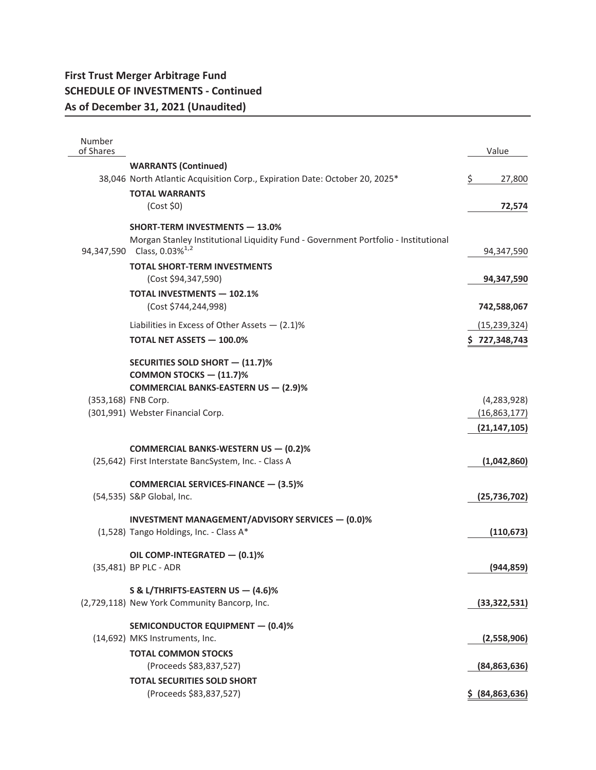**First Trust Merger Arbitrage Fund**
**SCHEDULE OF INVESTMENTS - Continued**
**As of December 31, 2021 (Unaudited)**

| Number of Shares | | Value |
|---|---|---|
| | **WARRANTS (Continued)** | |
| 38,046 | North Atlantic Acquisition Corp., Expiration Date: October 20, 2025* | $ 27,800 |
| | **TOTAL WARRANTS** | |
| | (Cost $0) | **72,574** |
| | **SHORT-TERM INVESTMENTS — 13.0%** | |
| 94,347,590 | Morgan Stanley Institutional Liquidity Fund - Government Portfolio - Institutional Class, 0.03%[1,2] | 94,347,590 |
| | **TOTAL SHORT-TERM INVESTMENTS** | |
| | (Cost $94,347,590) | **94,347,590** |
| | **TOTAL INVESTMENTS — 102.1%** | |
| | (Cost $744,244,998) | **742,588,067** |
| | Liabilities in Excess of Other Assets — (2.1)% | (15,239,324) |
| | **TOTAL NET ASSETS — 100.0%** | **$ 727,348,743** |
| | **SECURITIES SOLD SHORT — (11.7)%** | |
| | **COMMON STOCKS — (11.7)%** | |
| | **COMMERCIAL BANKS-EASTERN US — (2.9)%** | |
| (353,168) | FNB Corp. | (4,283,928) |
| (301,991) | Webster Financial Corp. | (16,863,177) |
| | | **(21,147,105)** |
| | **COMMERCIAL BANKS-WESTERN US — (0.2)%** | |
| (25,642) | First Interstate BancSystem, Inc. - Class A | **(1,042,860)** |
| | **COMMERCIAL SERVICES-FINANCE — (3.5)%** | |
| (54,535) | S&P Global, Inc. | **(25,736,702)** |
| | **INVESTMENT MANAGEMENT/ADVISORY SERVICES — (0.0)%** | |
| (1,528) | Tango Holdings, Inc. - Class A* | **(110,673)** |
| | **OIL COMP-INTEGRATED — (0.1)%** | |
| (35,481) | BP PLC - ADR | **(944,859)** |
| | **S & L/THRIFTS-EASTERN US — (4.6)%** | |
| (2,729,118) | New York Community Bancorp, Inc. | **(33,322,531)** |
| | **SEMICONDUCTOR EQUIPMENT — (0.4)%** | |
| (14,692) | MKS Instruments, Inc. | **(2,558,906)** |
| | **TOTAL COMMON STOCKS** | |
| | (Proceeds $83,837,527) | **(84,863,636)** |
| | **TOTAL SECURITIES SOLD SHORT** | |
| | (Proceeds $83,837,527) | **$ (84,863,636)** |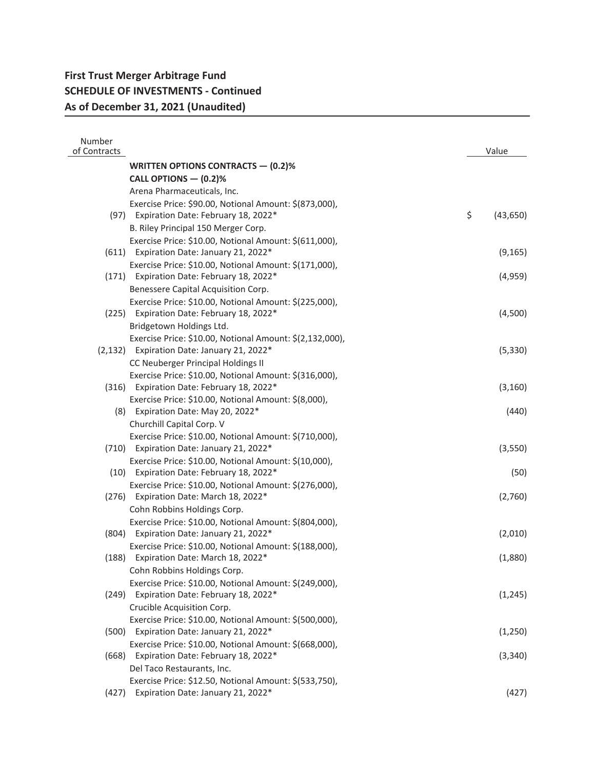# First Trust Merger Arbitrage Fund
# SCHEDULE OF INVESTMENTS - Continued
# As of December 31, 2021 (Unaudited)

| Number of Contracts | | Value |
|---|---|---|
| | **WRITTEN OPTIONS CONTRACTS — (0.2)%** | |
| | **CALL OPTIONS — (0.2)%** | |
| | Arena Pharmaceuticals, Inc. | |
| (97) | Exercise Price: $90.00, Notional Amount: $(873,000), Expiration Date: February 18, 2022* | $ (43,650) |
| | B. Riley Principal 150 Merger Corp. | |
| (611) | Exercise Price: $10.00, Notional Amount: $(611,000), Expiration Date: January 21, 2022* | (9,165) |
| (171) | Exercise Price: $10.00, Notional Amount: $(171,000), Expiration Date: February 18, 2022* | (4,959) |
| | Benessere Capital Acquisition Corp. | |
| (225) | Exercise Price: $10.00, Notional Amount: $(225,000), Expiration Date: February 18, 2022* | (4,500) |
| | Bridgetown Holdings Ltd. | |
| (2,132) | Exercise Price: $10.00, Notional Amount: $(2,132,000), Expiration Date: January 21, 2022* | (5,330) |
| | CC Neuberger Principal Holdings II | |
| (316) | Exercise Price: $10.00, Notional Amount: $(316,000), Expiration Date: February 18, 2022* | (3,160) |
| (8) | Exercise Price: $10.00, Notional Amount: $(8,000), Expiration Date: May 20, 2022* | (440) |
| | Churchill Capital Corp. V | |
| (710) | Exercise Price: $10.00, Notional Amount: $(710,000), Expiration Date: January 21, 2022* | (3,550) |
| (10) | Exercise Price: $10.00, Notional Amount: $(10,000), Expiration Date: February 18, 2022* | (50) |
| (276) | Exercise Price: $10.00, Notional Amount: $(276,000), Expiration Date: March 18, 2022* | (2,760) |
| | Cohn Robbins Holdings Corp. | |
| (804) | Exercise Price: $10.00, Notional Amount: $(804,000), Expiration Date: January 21, 2022* | (2,010) |
| (188) | Exercise Price: $10.00, Notional Amount: $(188,000), Expiration Date: March 18, 2022* | (1,880) |
| | Cohn Robbins Holdings Corp. | |
| (249) | Exercise Price: $10.00, Notional Amount: $(249,000), Expiration Date: February 18, 2022* | (1,245) |
| | Crucible Acquisition Corp. | |
| (500) | Exercise Price: $10.00, Notional Amount: $(500,000), Expiration Date: January 21, 2022* | (1,250) |
| (668) | Exercise Price: $10.00, Notional Amount: $(668,000), Expiration Date: February 18, 2022* | (3,340) |
| | Del Taco Restaurants, Inc. | |
| (427) | Exercise Price: $12.50, Notional Amount: $(533,750), Expiration Date: January 21, 2022* | (427) |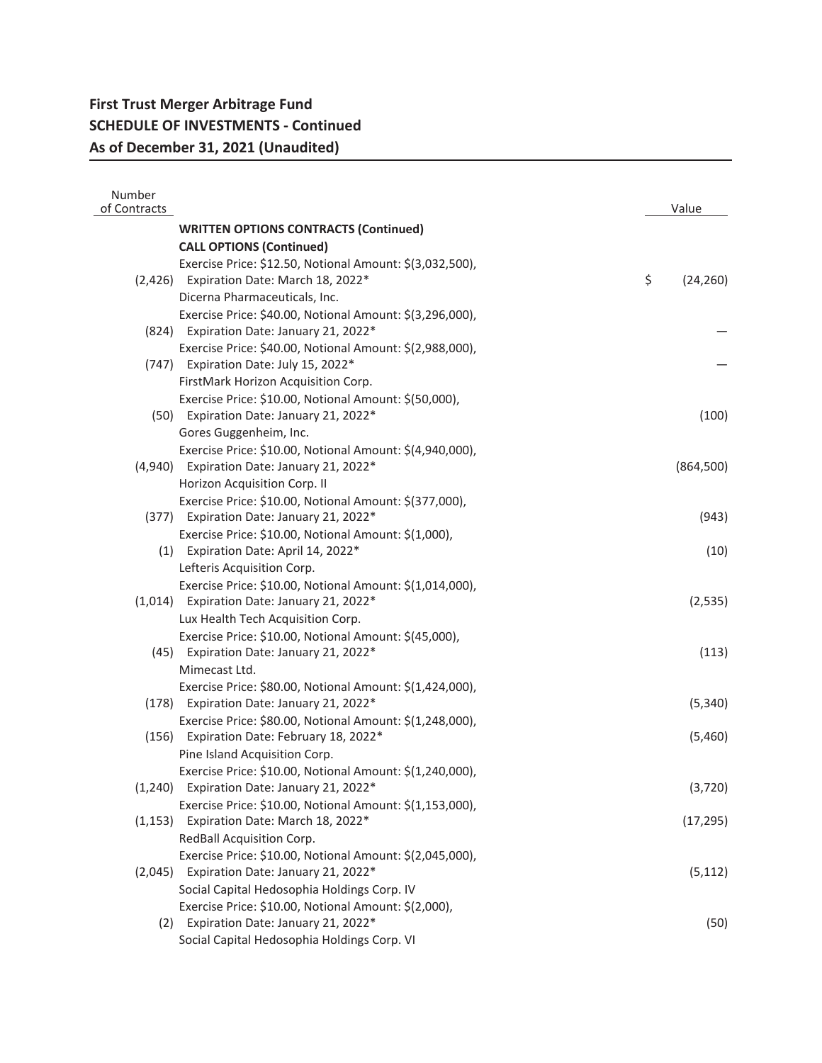## First Trust Merger Arbitrage Fund
## SCHEDULE OF INVESTMENTS - Continued
## As of December 31, 2021 (Unaudited)

| Number of Contracts | | Value |
|---|---|---|
| | **WRITTEN OPTIONS CONTRACTS (Continued)** | |
| | **CALL OPTIONS (Continued)** | |
| (2,426) | Exercise Price: $12.50, Notional Amount: $(3,032,500), Expiration Date: March 18, 2022* | $ (24,260) |
| | Dicerna Pharmaceuticals, Inc. | |
| (824) | Exercise Price: $40.00, Notional Amount: $(3,296,000), Expiration Date: January 21, 2022* | — |
| (747) | Exercise Price: $40.00, Notional Amount: $(2,988,000), Expiration Date: July 15, 2022* | — |
| | FirstMark Horizon Acquisition Corp. | |
| (50) | Exercise Price: $10.00, Notional Amount: $(50,000), Expiration Date: January 21, 2022* | (100) |
| | Gores Guggenheim, Inc. | |
| (4,940) | Exercise Price: $10.00, Notional Amount: $(4,940,000), Expiration Date: January 21, 2022* | (864,500) |
| | Horizon Acquisition Corp. II | |
| (377) | Exercise Price: $10.00, Notional Amount: $(377,000), Expiration Date: January 21, 2022* | (943) |
| (1) | Exercise Price: $10.00, Notional Amount: $(1,000), Expiration Date: April 14, 2022* | (10) |
| | Lefteris Acquisition Corp. | |
| (1,014) | Exercise Price: $10.00, Notional Amount: $(1,014,000), Expiration Date: January 21, 2022* | (2,535) |
| | Lux Health Tech Acquisition Corp. | |
| (45) | Exercise Price: $10.00, Notional Amount: $(45,000), Expiration Date: January 21, 2022* | (113) |
| | Mimecast Ltd. | |
| (178) | Exercise Price: $80.00, Notional Amount: $(1,424,000), Expiration Date: January 21, 2022* | (5,340) |
| (156) | Exercise Price: $80.00, Notional Amount: $(1,248,000), Expiration Date: February 18, 2022* | (5,460) |
| | Pine Island Acquisition Corp. | |
| (1,240) | Exercise Price: $10.00, Notional Amount: $(1,240,000), Expiration Date: January 21, 2022* | (3,720) |
| (1,153) | Exercise Price: $10.00, Notional Amount: $(1,153,000), Expiration Date: March 18, 2022* | (17,295) |
| | RedBall Acquisition Corp. | |
| (2,045) | Exercise Price: $10.00, Notional Amount: $(2,045,000), Expiration Date: January 21, 2022* | (5,112) |
| | Social Capital Hedosophia Holdings Corp. IV | |
| (2) | Exercise Price: $10.00, Notional Amount: $(2,000), Expiration Date: January 21, 2022* | (50) |
| | Social Capital Hedosophia Holdings Corp. VI | |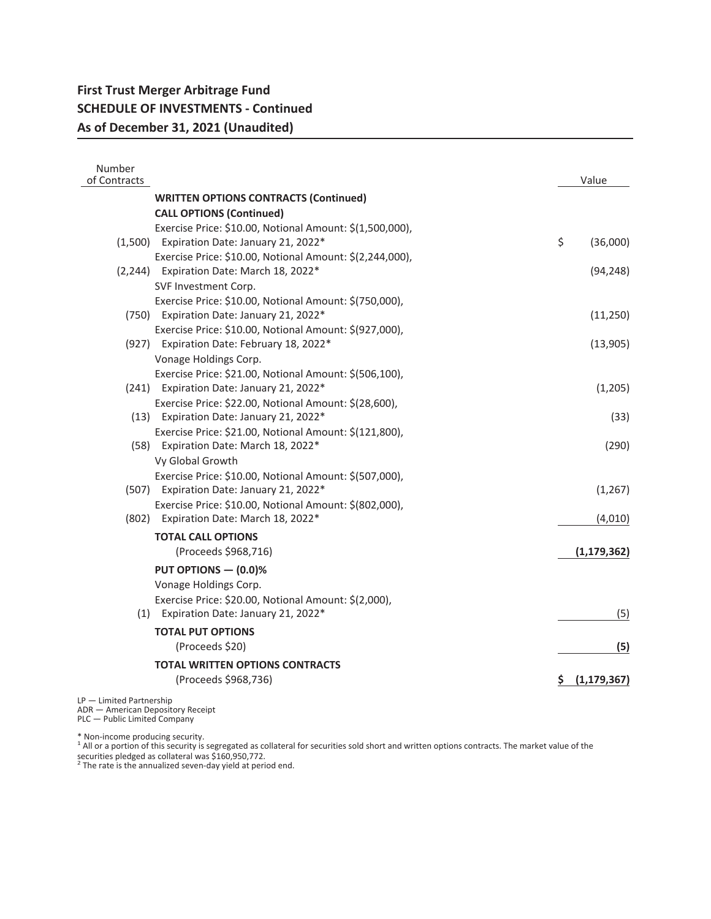# First Trust Merger Arbitrage Fund
## SCHEDULE OF INVESTMENTS - Continued
## As of December 31, 2021 (Unaudited)

| Number of Contracts | | Value |
|---|---|---|
| | **WRITTEN OPTIONS CONTRACTS (Continued)** | |
| | **CALL OPTIONS (Continued)** | |
| (1,500) | Exercise Price: $10.00, Notional Amount: $(1,500,000), Expiration Date: January 21, 2022* | $ (36,000) |
| (2,244) | Exercise Price: $10.00, Notional Amount: $(2,244,000), Expiration Date: March 18, 2022* | (94,248) |
| | SVF Investment Corp. | |
| (750) | Exercise Price: $10.00, Notional Amount: $(750,000), Expiration Date: January 21, 2022* | (11,250) |
| (927) | Exercise Price: $10.00, Notional Amount: $(927,000), Expiration Date: February 18, 2022* | (13,905) |
| | Vonage Holdings Corp. | |
| (241) | Exercise Price: $21.00, Notional Amount: $(506,100), Expiration Date: January 21, 2022* | (1,205) |
| (13) | Exercise Price: $22.00, Notional Amount: $(28,600), Expiration Date: January 21, 2022* | (33) |
| (58) | Exercise Price: $21.00, Notional Amount: $(121,800), Expiration Date: March 18, 2022* | (290) |
| | Vy Global Growth | |
| (507) | Exercise Price: $10.00, Notional Amount: $(507,000), Expiration Date: January 21, 2022* | (1,267) |
| (802) | Exercise Price: $10.00, Notional Amount: $(802,000), Expiration Date: March 18, 2022* | (4,010) |
| | **TOTAL CALL OPTIONS** (Proceeds $968,716) | **(1,179,362)** |
| | **PUT OPTIONS — (0.0)%** | |
| | Vonage Holdings Corp. | |
| (1) | Exercise Price: $20.00, Notional Amount: $(2,000), Expiration Date: January 21, 2022* | (5) |
| | **TOTAL PUT OPTIONS** (Proceeds $20) | **(5)** |
| | **TOTAL WRITTEN OPTIONS CONTRACTS** (Proceeds $968,736) | **$ (1,179,367)** |

LP — Limited Partnership
ADR — American Depository Receipt
PLC — Public Limited Company

* Non-income producing security.
[1] All or a portion of this security is segregated as collateral for securities sold short and written options contracts. The market value of the securities pledged as collateral was $160,950,772.
[2] The rate is the annualized seven-day yield at period end.